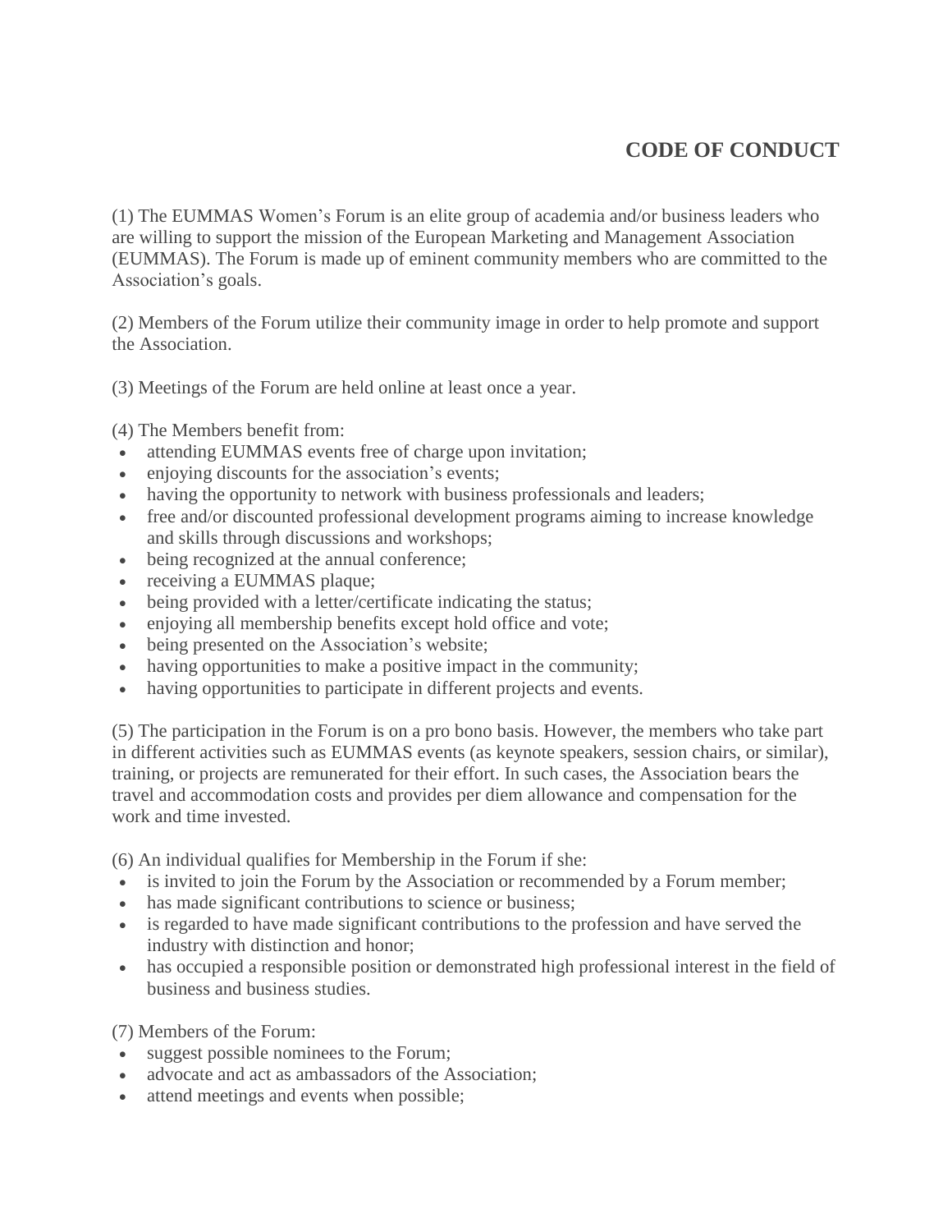# CODE OF CONDUCT

(1) The EUMMAS Women's Forum is an elite group of academia and/or business leaders who are willing to support the mission of the European Marketing and Management Association (EUMMAS). The Forum is made up of eminent community members who are committed to the Association's goals.

(2) Members of the Forum utilize their community image in order to help promote and support the Association.

(3) Meetings of the Forum are held online at least once a year.

(4) The Members benefit from:

- attending EUMMAS events free of charge upon invitation;
- enjoying discounts for the association's events;
- having the opportunity to network with business professionals and leaders;
- free and/or discounted professional development programs aiming to increase knowledge and skills through discussions and workshops;
- being recognized at the annual conference;
- receiving a EUMMAS plaque;
- being provided with a letter/certificate indicating the status;
- enjoying all membership benefits except hold office and vote;
- being presented on the Association's website;
- having opportunities to make a positive impact in the community;
- having opportunities to participate in different projects and events.

(5) The participation in the Forum is on a pro bono basis. However, the members who take part in different activities such as EUMMAS events (as keynote speakers, session chairs, or similar), training, or projects are remunerated for their effort. In such cases, the Association bears the travel and accommodation costs and provides per diem allowance and compensation for the work and time invested.

(6) An individual qualifies for Membership in the Forum if she:

- is invited to join the Forum by the Association or recommended by a Forum member;
- has made significant contributions to science or business;
- is regarded to have made significant contributions to the profession and have served the industry with distinction and honor;
- has occupied a responsible position or demonstrated high professional interest in the field of business and business studies.

(7) Members of the Forum:

- suggest possible nominees to the Forum;
- advocate and act as ambassadors of the Association;
- attend meetings and events when possible;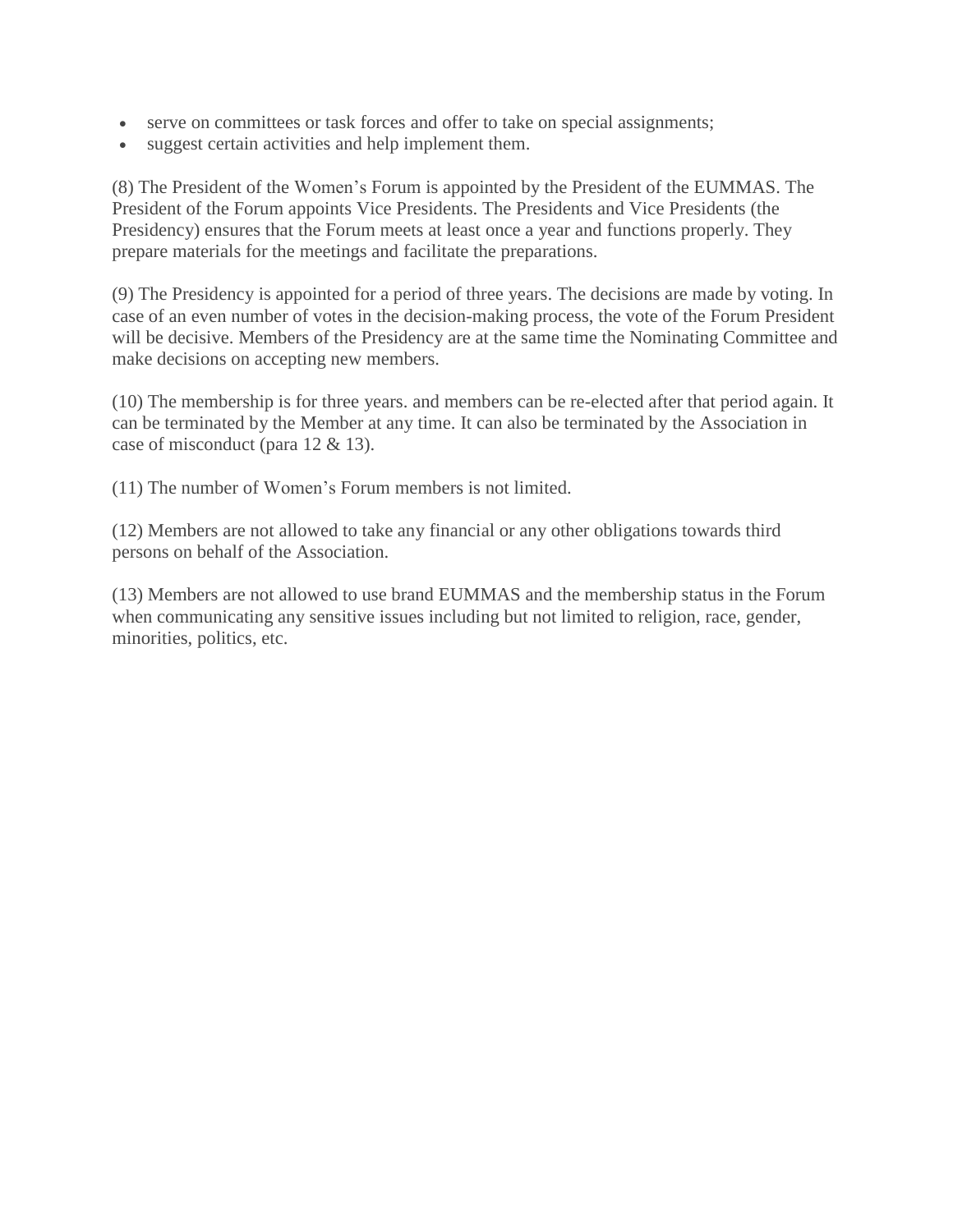- serve on committees or task forces and offer to take on special assignments;
- suggest certain activities and help implement them.

(8) The President of the Women's Forum is appointed by the President of the EUMMAS. The President of the Forum appoints Vice Presidents. The Presidents and Vice Presidents (the Presidency) ensures that the Forum meets at least once a year and functions properly. They prepare materials for the meetings and facilitate the preparations.

(9) The Presidency is appointed for a period of three years. The decisions are made by voting. In case of an even number of votes in the decision-making process, the vote of the Forum President will be decisive. Members of the Presidency are at the same time the Nominating Committee and make decisions on accepting new members.

(10) The membership is for three years. and members can be re-elected after that period again. It can be terminated by the Member at any time. It can also be terminated by the Association in case of misconduct (para 12 & 13).

(11) The number of Women's Forum members is not limited.

(12) Members are not allowed to take any financial or any other obligations towards third persons on behalf of the Association.

(13) Members are not allowed to use brand EUMMAS and the membership status in the Forum when communicating any sensitive issues including but not limited to religion, race, gender, minorities, politics, etc.